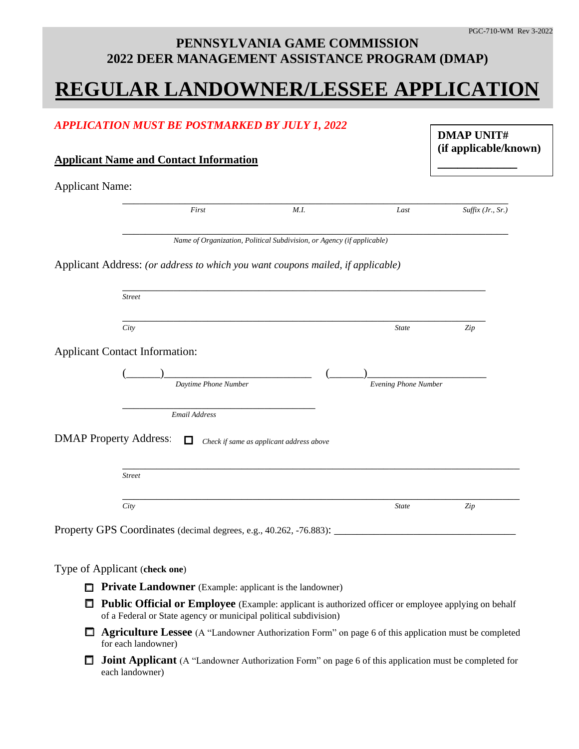PGC-710-WM Rev 3-2022

# PENNSYLVANIA GAME COMMISSION
# 2022 DEER MANAGEMENT ASSISTANCE PROGRAM (DMAP)

# REGULAR LANDOWNER/LESSEE APPLICATION

*APPLICATION MUST BE POSTMARKED BY JULY 1, 2022*

**DMAP UNIT# (if applicable/known)** ______________

## Applicant Name and Contact Information

Applicant Name:

_______________________________________________
*First* *M.I.* *Last* *Suffix (Jr., Sr.)*

_______________________________________________
*Name of Organization, Political Subdivision, or Agency (if applicable)*

Applicant Address: *(or address to which you want coupons mailed, if applicable)*

_______________________________________________
*Street*

_______________________________________________
*City* *State* *Zip*

Applicant Contact Information:

(______)__________________________ (______)______________________
*Daytime Phone Number* *Evening Phone Number*

___________________________________
*Email Address*

DMAP Property Address: ☐ *Check if same as applicant address above*

_______________________________________________
*Street*

_______________________________________________
*City* *State* *Zip*

Property GPS Coordinates (decimal degrees, e.g., 40.262, -76.883): _________________________________

Type of Applicant (**check one**)

- ☐ **Private Landowner** (Example: applicant is the landowner)
- ☐ **Public Official or Employee** (Example: applicant is authorized officer or employee applying on behalf of a Federal or State agency or municipal political subdivision)
- ☐ **Agriculture Lessee** (A "Landowner Authorization Form" on page 6 of this application must be completed for each landowner)
- ☐ **Joint Applicant** (A "Landowner Authorization Form" on page 6 of this application must be completed for each landowner)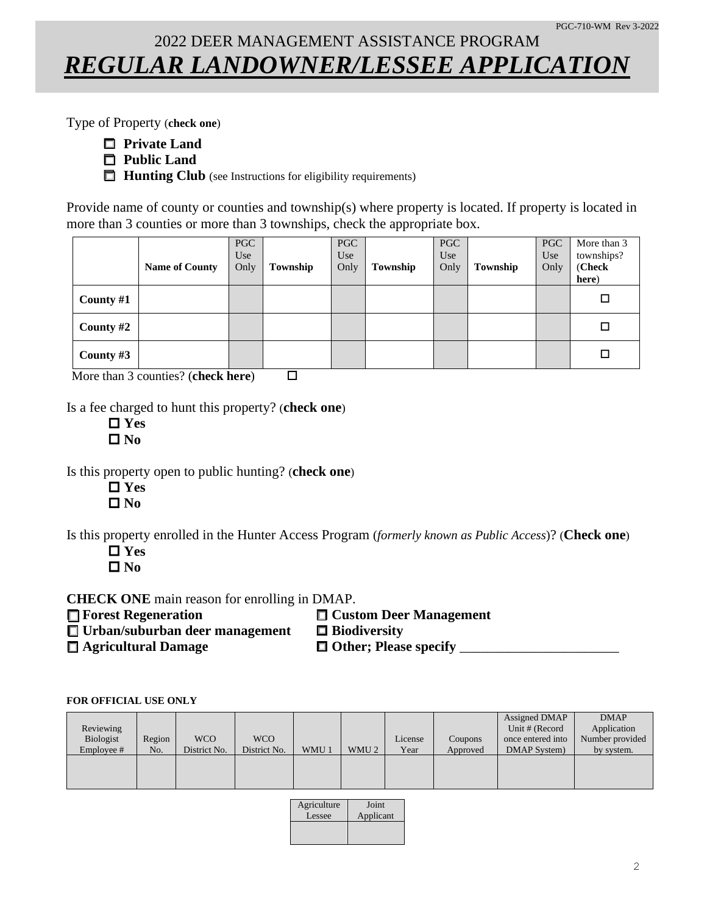2022 DEER MANAGEMENT ASSISTANCE PROGRAM

# *REGULAR LANDOWNER/LESSEE APPLICATION*

Type of Property (**check one**)

- ☐ **Private Land**
- ☐ **Public Land**
- ☐ **Hunting Club** (see Instructions for eligibility requirements)

Provide name of county or counties and township(s) where property is located. If property is located in more than 3 counties or more than 3 townships, check the appropriate box.

| | **Name of County** | PGC Use Only | **Township** | PGC Use Only | **Township** | PGC Use Only | **Township** | PGC Use Only | More than 3 townships? (**Check here**) |
|---|---|---|---|---|---|---|---|---|---|
| **County #1** | | | | | | | | | ☐ |
| **County #2** | | | | | | | | | ☐ |
| **County #3** | | | | | | | | | ☐ |

More than 3 counties? (**check here**) ☐

Is a fee charged to hunt this property? (**check one**)

- ☐ **Yes**
- ☐ **No**

Is this property open to public hunting? (**check one**)

- ☐ **Yes**
- ☐ **No**

Is this property enrolled in the Hunter Access Program (*formerly known as Public Access*)? (**Check one**)

- ☐ **Yes**
- ☐ **No**

**CHECK ONE** main reason for enrolling in DMAP.

- ☐ **Forest Regeneration**
- ☐ **Urban/suburban deer management**
- ☐ **Agricultural Damage**
- ☐ **Custom Deer Management**
- ☐ **Biodiversity**
- ☐ **Other; Please specify** _______________________

**FOR OFFICIAL USE ONLY**

| Reviewing Biologist Employee # | Region No. | WCO District No. | WCO District No. | WMU 1 | WMU 2 | License Year | Coupons Approved | Assigned DMAP Unit # (Record once entered into DMAP System) | DMAP Application Number provided by system. |
|---|---|---|---|---|---|---|---|---|---|
| | | | | | | | | | |

| Agriculture Lessee | Joint Applicant |
|---|---|
| | |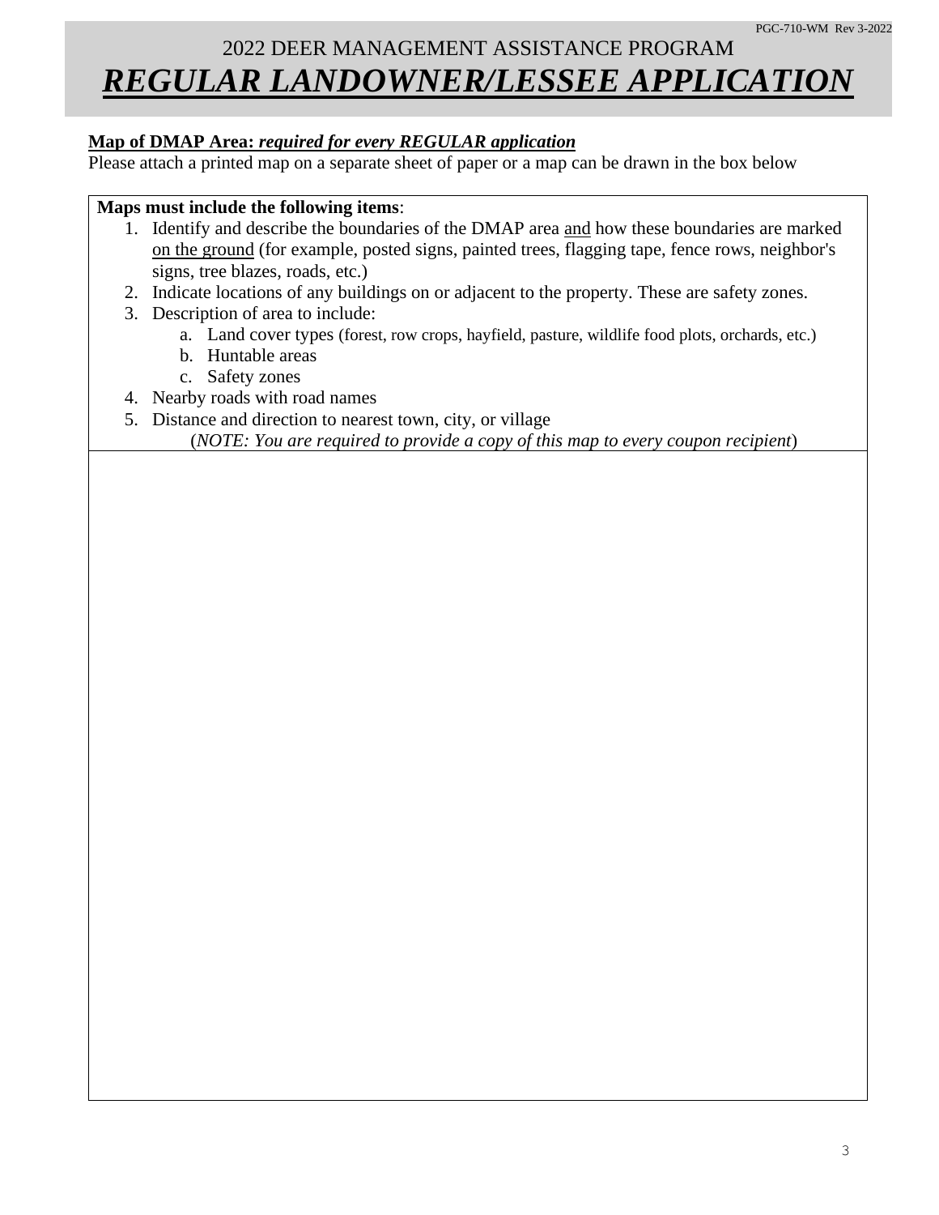# 2022 DEER MANAGEMENT ASSISTANCE PROGRAM

## ***REGULAR LANDOWNER/LESSEE APPLICATION***

**Map of DMAP Area:** ***required for every REGULAR application***

Please attach a printed map on a separate sheet of paper or a map can be drawn in the box below

**Maps must include the following items**:

1. Identify and describe the boundaries of the DMAP area and how these boundaries are marked on the ground (for example, posted signs, painted trees, flagging tape, fence rows, neighbor's signs, tree blazes, roads, etc.)
2. Indicate locations of any buildings on or adjacent to the property. These are safety zones.
3. Description of area to include:
   a. Land cover types (forest, row crops, hayfield, pasture, wildlife food plots, orchards, etc.)
   b. Huntable areas
   c. Safety zones
4. Nearby roads with road names
5. Distance and direction to nearest town, city, or village

(*NOTE: You are required to provide a copy of this map to every coupon recipient*)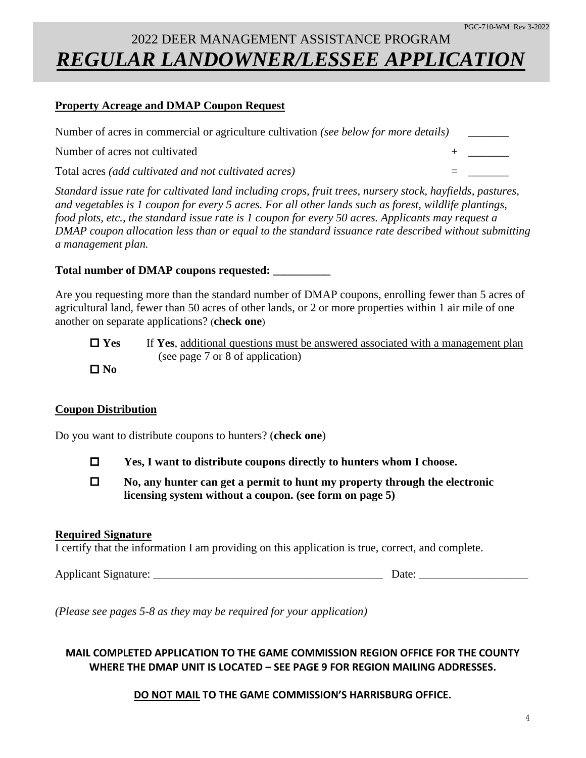# 2022 DEER MANAGEMENT ASSISTANCE PROGRAM

# ***REGULAR LANDOWNER/LESSEE APPLICATION***

**Property Acreage and DMAP Coupon Request**

Number of acres in commercial or agriculture cultivation *(see below for more details)* _______

Number of acres not cultivated + _______

Total acres *(add cultivated and not cultivated acres)* = _______

*Standard issue rate for cultivated land including crops, fruit trees, nursery stock, hayfields, pastures, and vegetables is 1 coupon for every 5 acres. For all other lands such as forest, wildlife plantings, food plots, etc., the standard issue rate is 1 coupon for every 50 acres. Applicants may request a DMAP coupon allocation less than or equal to the standard issuance rate described without submitting a management plan.*

**Total number of DMAP coupons requested: __________**

Are you requesting more than the standard number of DMAP coupons, enrolling fewer than 5 acres of agricultural land, fewer than 50 acres of other lands, or 2 or more properties within 1 air mile of one another on separate applications? (**check one**)

- ☐ **Yes** If **Yes**, additional questions must be answered associated with a management plan (see page 7 or 8 of application)
- ☐ **No**

**Coupon Distribution**

Do you want to distribute coupons to hunters? (**check one**)

- ☐ **Yes, I want to distribute coupons directly to hunters whom I choose.**
- ☐ **No, any hunter can get a permit to hunt my property through the electronic licensing system without a coupon. (see form on page 5)**

**Required Signature**

I certify that the information I am providing on this application is true, correct, and complete.

Applicant Signature: ________________________________________ Date: ___________________

*(Please see pages 5-8 as they may be required for your application)*

**MAIL COMPLETED APPLICATION TO THE GAME COMMISSION REGION OFFICE FOR THE COUNTY WHERE THE DMAP UNIT IS LOCATED – SEE PAGE 9 FOR REGION MAILING ADDRESSES.**

**DO NOT MAIL TO THE GAME COMMISSION'S HARRISBURG OFFICE.**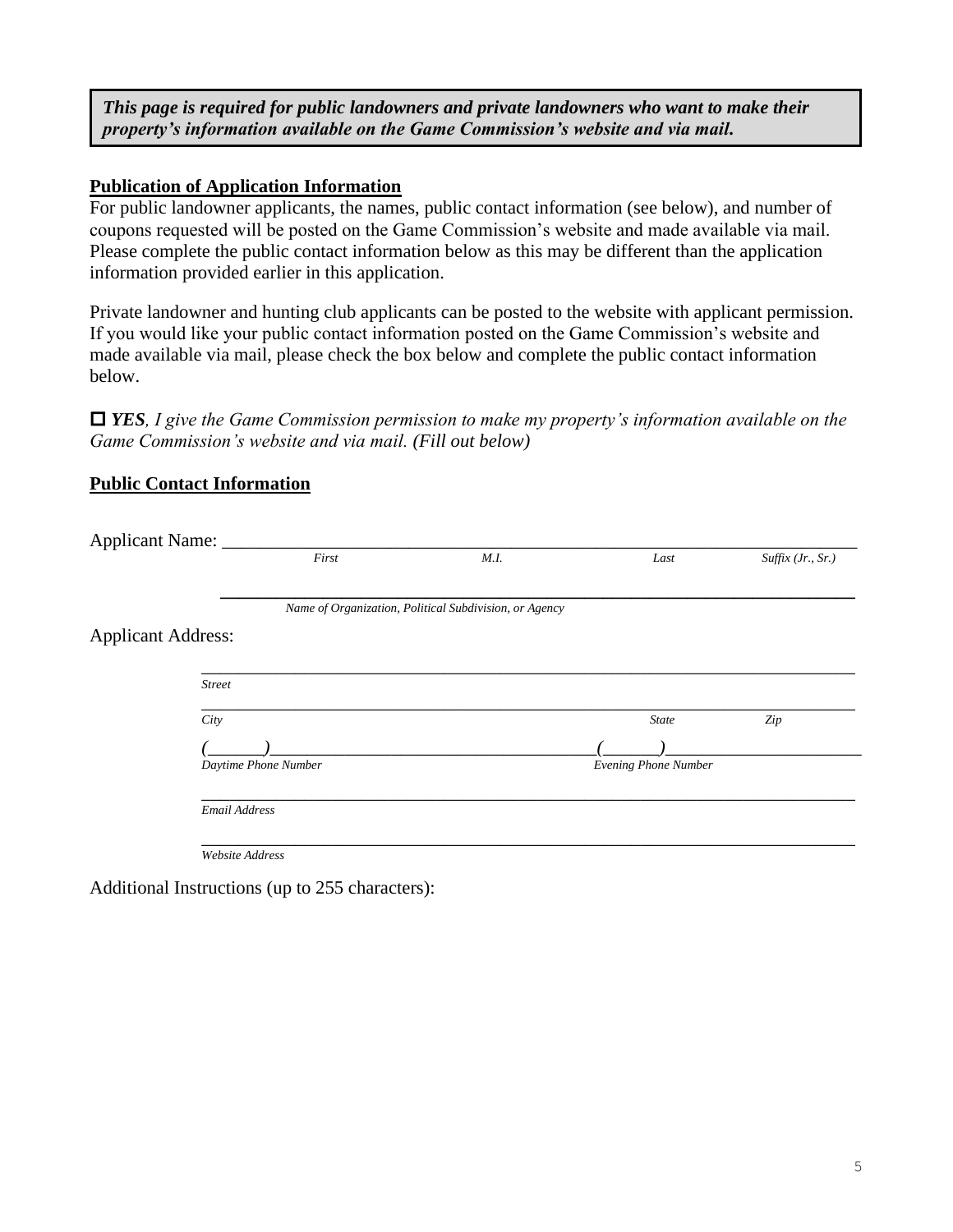***This page is required for public landowners and private landowners who want to make their property's information available on the Game Commission's website and via mail.***

**Publication of Application Information**

For public landowner applicants, the names, public contact information (see below), and number of coupons requested will be posted on the Game Commission's website and made available via mail. Please complete the public contact information below as this may be different than the application information provided earlier in this application.

Private landowner and hunting club applicants can be posted to the website with applicant permission. If you would like your public contact information posted on the Game Commission's website and made available via mail, please check the box below and complete the public contact information below.

☐ ***YES****, I give the Game Commission permission to make my property's information available on the Game Commission's website and via mail. (Fill out below)*

**Public Contact Information**

Applicant Name: ______________________________________________________________

*First* *M.I.* *Last* *Suffix (Jr., Sr.)*

______________________________________________________________

*Name of Organization, Political Subdivision, or Agency*

Applicant Address:

______________________________________________________________

*Street*

______________________________________________________________

*City* *State* *Zip*

(______)____________________________________(______)______________________

*Daytime Phone Number* *Evening Phone Number*

______________________________________________________________

*Email Address*

______________________________________________________________

*Website Address*

Additional Instructions (up to 255 characters):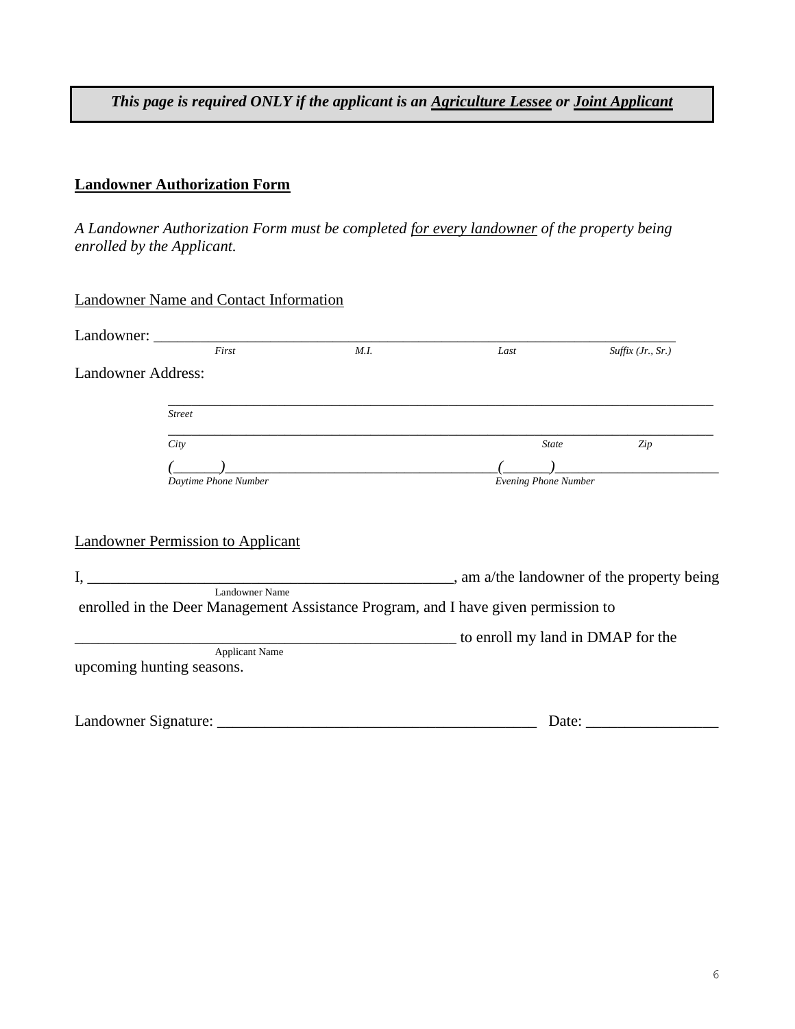***This page is required ONLY if the applicant is an Agriculture Lessee or Joint Applicant***

**Landowner Authorization Form**

*A Landowner Authorization Form must be completed for every landowner of the property being enrolled by the Applicant.*

Landowner Name and Contact Information

Landowner: ________________________________________________________________________
*First* *M.I.* *Last* *Suffix (Jr., Sr.)*

Landowner Address:

________________________________________________________________________
*Street*

________________________________________________________________________
*City* *State* *Zip*

(______)____________________________________(______)______________________
*Daytime Phone Number* *Evening Phone Number*

Landowner Permission to Applicant

I, ________________________________________________, am a/the landowner of the property being
Landowner Name
enrolled in the Deer Management Assistance Program, and I have given permission to

___________________________________________________ to enroll my land in DMAP for the
Applicant Name
upcoming hunting seasons.

Landowner Signature: ________________________________________ Date: ________________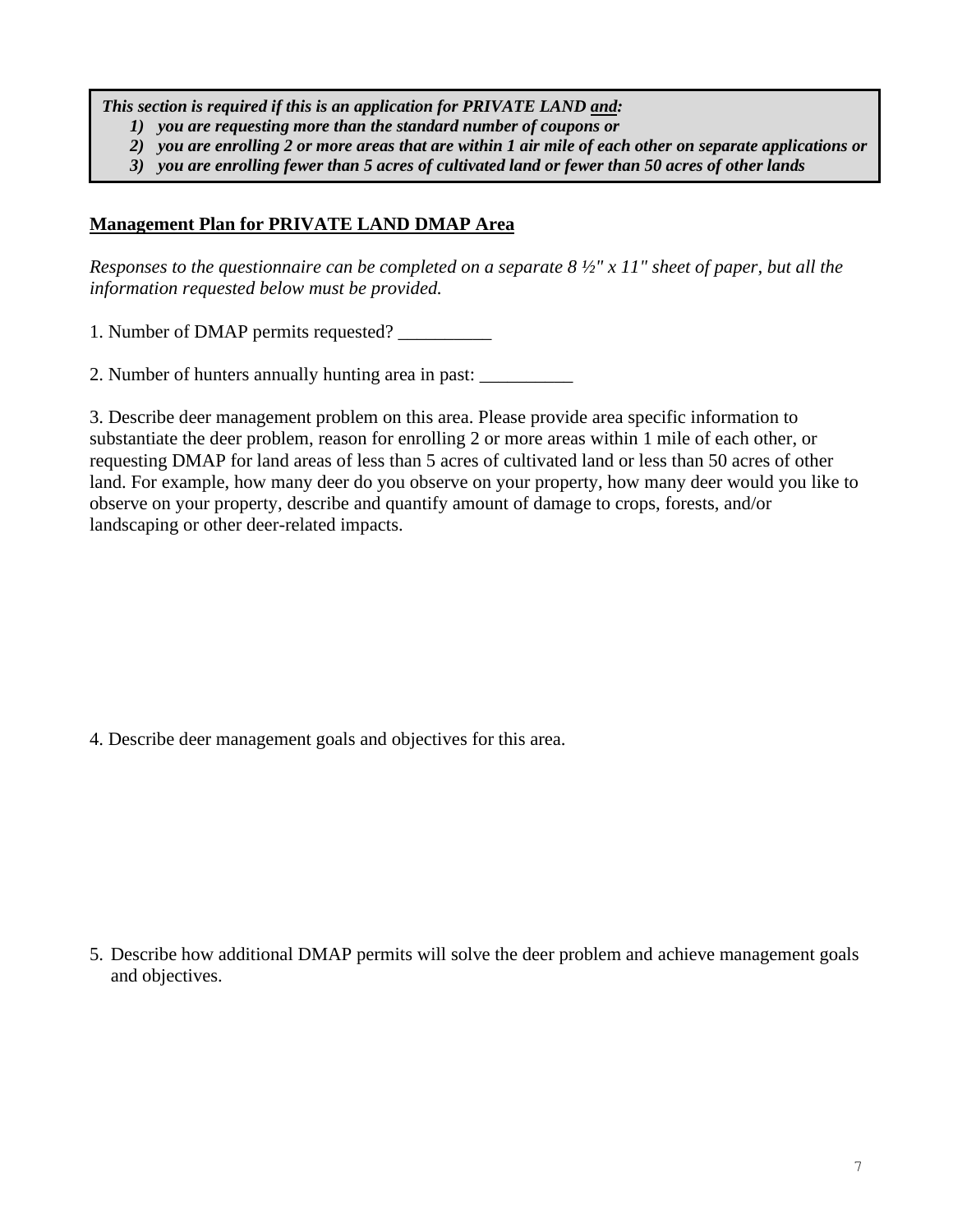***This section is required if this is an application for PRIVATE LAND <u>and</u>:***

1) ***you are requesting more than the standard number of coupons or***
2) ***you are enrolling 2 or more areas that are within 1 air mile of each other on separate applications or***
3) ***you are enrolling fewer than 5 acres of cultivated land or fewer than 50 acres of other lands***

## <u>Management Plan for PRIVATE LAND DMAP Area</u>

*Responses to the questionnaire can be completed on a separate 8 ½" x 11" sheet of paper, but all the information requested below must be provided.*

1. Number of DMAP permits requested? __________

2. Number of hunters annually hunting area in past: __________

3. Describe deer management problem on this area. Please provide area specific information to substantiate the deer problem, reason for enrolling 2 or more areas within 1 mile of each other, or requesting DMAP for land areas of less than 5 acres of cultivated land or less than 50 acres of other land. For example, how many deer do you observe on your property, how many deer would you like to observe on your property, describe and quantify amount of damage to crops, forests, and/or landscaping or other deer-related impacts.

4. Describe deer management goals and objectives for this area.

5. Describe how additional DMAP permits will solve the deer problem and achieve management goals and objectives.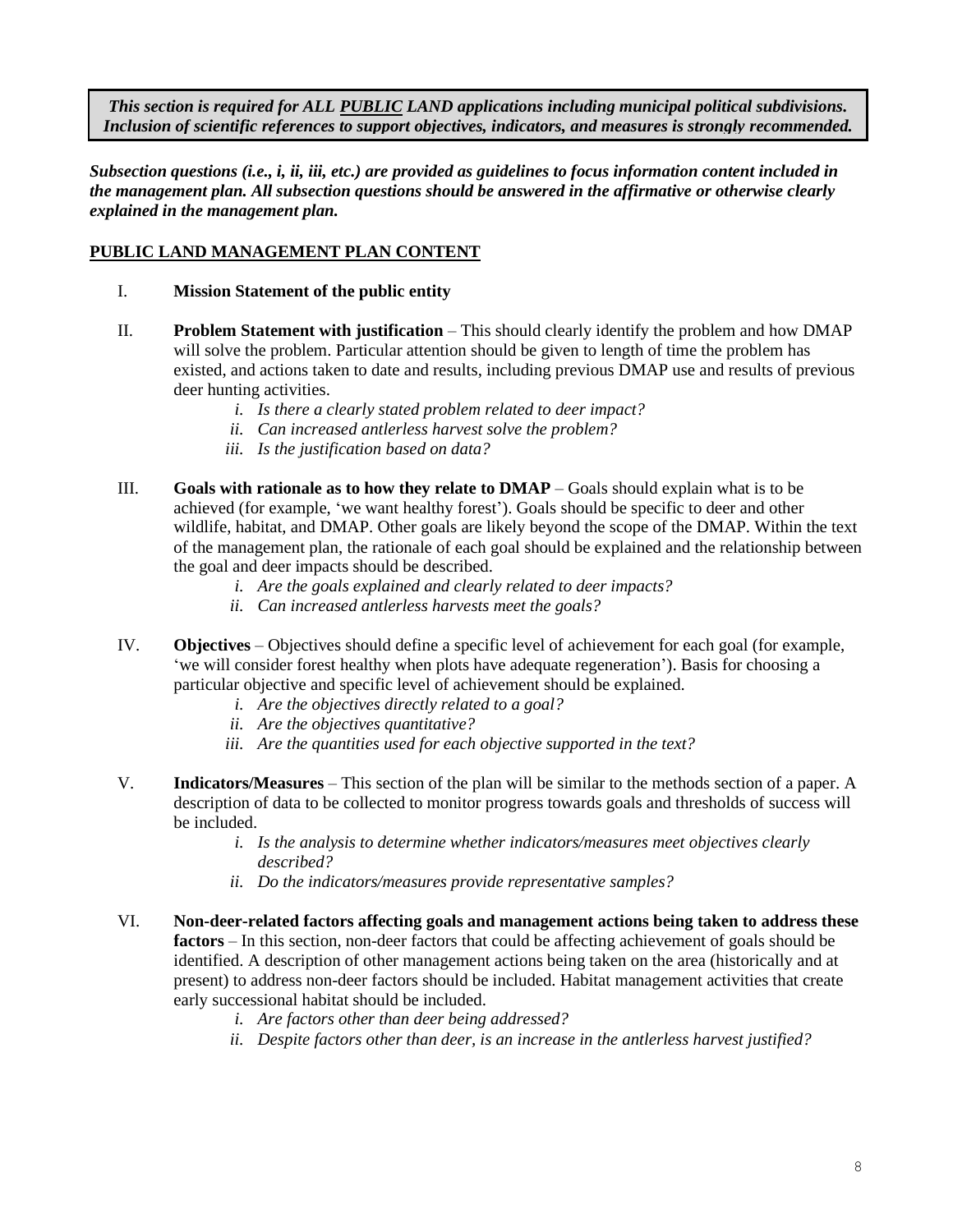***This section is required for ALL PUBLIC LAND applications including municipal political subdivisions. Inclusion of scientific references to support objectives, indicators, and measures is strongly recommended.***

***Subsection questions (i.e., i, ii, iii, etc.) are provided as guidelines to focus information content included in the management plan. All subsection questions should be answered in the affirmative or otherwise clearly explained in the management plan.***

## PUBLIC LAND MANAGEMENT PLAN CONTENT

I. **Mission Statement of the public entity**

II. **Problem Statement with justification** – This should clearly identify the problem and how DMAP will solve the problem. Particular attention should be given to length of time the problem has existed, and actions taken to date and results, including previous DMAP use and results of previous deer hunting activities.

   *i. Is there a clearly stated problem related to deer impact?*
   *ii. Can increased antlerless harvest solve the problem?*
   *iii. Is the justification based on data?*

III. **Goals with rationale as to how they relate to DMAP** – Goals should explain what is to be achieved (for example, 'we want healthy forest'). Goals should be specific to deer and other wildlife, habitat, and DMAP. Other goals are likely beyond the scope of the DMAP. Within the text of the management plan, the rationale of each goal should be explained and the relationship between the goal and deer impacts should be described.

   *i. Are the goals explained and clearly related to deer impacts?*
   *ii. Can increased antlerless harvests meet the goals?*

IV. **Objectives** – Objectives should define a specific level of achievement for each goal (for example, 'we will consider forest healthy when plots have adequate regeneration'). Basis for choosing a particular objective and specific level of achievement should be explained.

   *i. Are the objectives directly related to a goal?*
   *ii. Are the objectives quantitative?*
   *iii. Are the quantities used for each objective supported in the text?*

V. **Indicators/Measures** – This section of the plan will be similar to the methods section of a paper. A description of data to be collected to monitor progress towards goals and thresholds of success will be included.

   *i. Is the analysis to determine whether indicators/measures meet objectives clearly described?*
   *ii. Do the indicators/measures provide representative samples?*

VI. **Non-deer-related factors affecting goals and management actions being taken to address these factors** – In this section, non-deer factors that could be affecting achievement of goals should be identified. A description of other management actions being taken on the area (historically and at present) to address non-deer factors should be included. Habitat management activities that create early successional habitat should be included.

   *i. Are factors other than deer being addressed?*
   *ii. Despite factors other than deer, is an increase in the antlerless harvest justified?*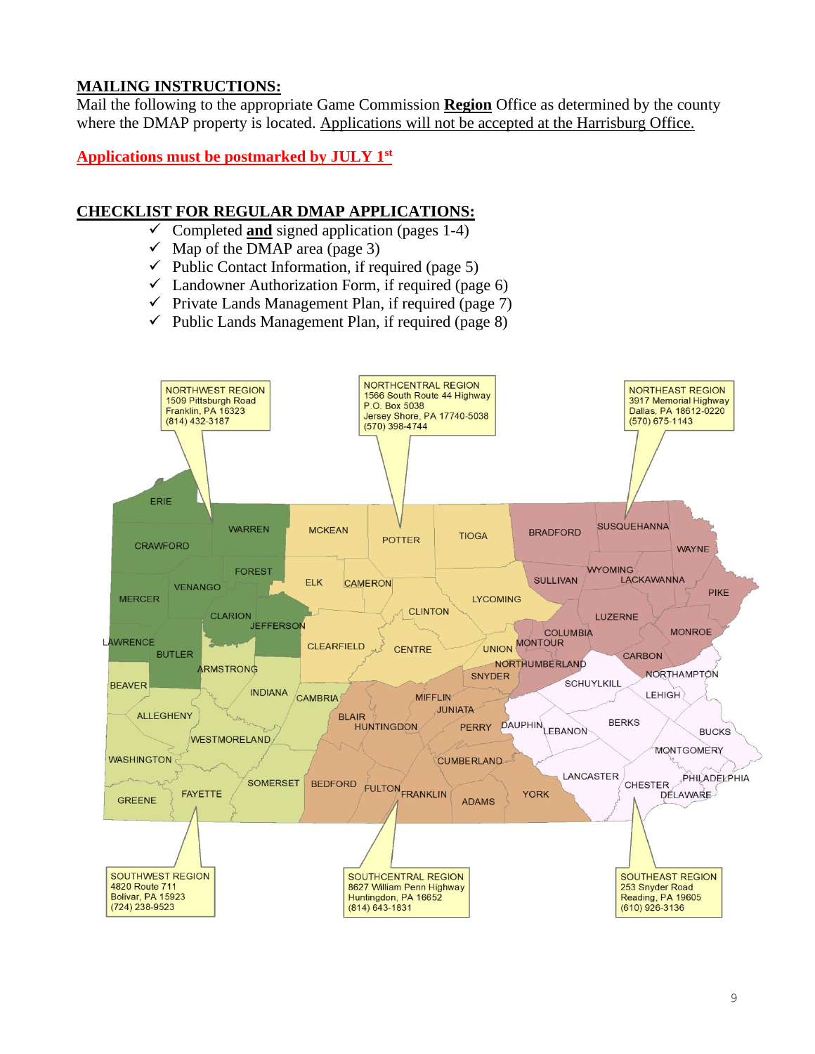## MAILING INSTRUCTIONS:

Mail the following to the appropriate Game Commission **Region** Office as determined by the county where the DMAP property is located. Applications will not be accepted at the Harrisburg Office.

**Applications must be postmarked by JULY 1st**

## CHECKLIST FOR REGULAR DMAP APPLICATIONS:

- ✓ Completed **and** signed application (pages 1-4)
- ✓ Map of the DMAP area (page 3)
- ✓ Public Contact Information, if required (page 5)
- ✓ Landowner Authorization Form, if required (page 6)
- ✓ Private Lands Management Plan, if required (page 7)
- ✓ Public Lands Management Plan, if required (page 8)

NORTHWEST REGION
1509 Pittsburgh Road
Franklin, PA 16323
(814) 432-3187

NORTHCENTRAL REGION
1566 South Route 44 Highway
P.O. Box 5038
Jersey Shore, PA 17740-5038
(570) 398-4744

NORTHEAST REGION
3917 Memorial Highway
Dallas, PA 18612-0220
(570) 675-1143

ERIE, WARREN, CRAWFORD, FOREST, VENANGO, MERCER, CLARION, JEFFERSON, LAWRENCE, BUTLER, MCKEAN, POTTER, TIOGA, ELK, CAMERON, CLINTON, LYCOMING, CLEARFIELD, CENTRE, UNION, BRADFORD, SUSQUEHANNA, WAYNE, WYOMING, SULLIVAN, LACKAWANNA, PIKE, LUZERNE, COLUMBIA, MONTOUR, MONROE, CARBON, NORTHUMBERLAND, SNYDER, SCHUYLKILL, NORTHAMPTON, LEHIGH, ARMSTRONG, BEAVER, INDIANA, CAMBRIA, ALLEGHENY, WESTMORELAND, WASHINGTON, GREENE, FAYETTE, SOMERSET, MIFFLIN, JUNIATA, BLAIR, HUNTINGDON, PERRY, DAUPHIN, LEBANON, BERKS, BUCKS, MONTGOMERY, CUMBERLAND, BEDFORD, FULTON, FRANKLIN, ADAMS, YORK, LANCASTER, CHESTER, PHILADELPHIA, DELAWARE

SOUTHWEST REGION
4820 Route 711
Bolivar, PA 15923
(724) 238-9523

SOUTHCENTRAL REGION
8627 William Penn Highway
Huntingdon, PA 16652
(814) 643-1831

SOUTHEAST REGION
253 Snyder Road
Reading, PA 19605
(610) 926-3136